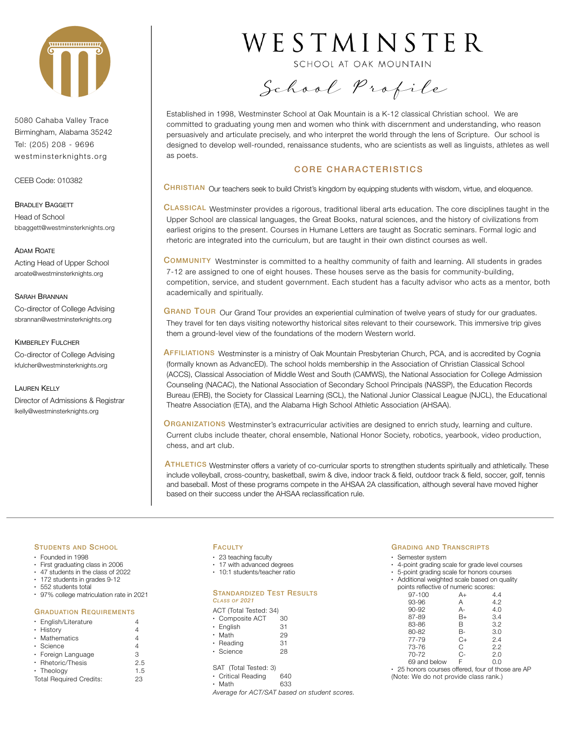# WESTMINSTER

SCHOOL AT OAK MOUNTAIN

## School Profile

5080 Cahaba Valley Trace
Birmingham, Alabama 35242
Tel: (205) 208 - 9696
westminsterknights.org

CEEB Code: 010382

**Bradley Baggett**
Head of School
bbaggett@westminsterknights.org

**Adam Roate**
Acting Head of Upper School
aroate@westminsterknights.org

**Sarah Brannan**
Co-director of College Advising
sbrannan@westminsterknights.org

**Kimberley Fulcher**
Co-director of College Advising
kfulcher@westminsterknights.org

**Lauren Kelly**
Director of Admissions & Registrar
lkelly@westminsterknights.org

Established in 1998, Westminster School at Oak Mountain is a K-12 classical Christian school. We are committed to graduating young men and women who think with discernment and understanding, who reason persuasively and articulate precisely, and who interpret the world through the lens of Scripture. Our school is designed to develop well-rounded, renaissance students, who are scientists as well as linguists, athletes as well as poets.

## CORE CHARACTERISTICS

**Christian** Our teachers seek to build Christ's kingdom by equipping students with wisdom, virtue, and eloquence.

**Classical** Westminster provides a rigorous, traditional liberal arts education. The core disciplines taught in the Upper School are classical languages, the Great Books, natural sciences, and the history of civilizations from earliest origins to the present. Courses in Humane Letters are taught as Socratic seminars. Formal logic and rhetoric are integrated into the curriculum, but are taught in their own distinct courses as well.

**Community** Westminster is committed to a healthy community of faith and learning. All students in grades 7-12 are assigned to one of eight houses. These houses serve as the basis for community-building, competition, service, and student government. Each student has a faculty advisor who acts as a mentor, both academically and spiritually.

**Grand Tour** Our Grand Tour provides an experiential culmination of twelve years of study for our graduates. They travel for ten days visiting noteworthy historical sites relevant to their coursework. This immersive trip gives them a ground-level view of the foundations of the modern Western world.

**Affiliations** Westminster is a ministry of Oak Mountain Presbyterian Church, PCA, and is accredited by Cognia (formally known as AdvancED). The school holds membership in the Association of Christian Classical School (ACCS), Classical Association of Middle West and South (CAMWS), the National Association for College Admission Counseling (NACAC), the National Association of Secondary School Principals (NASSP), the Education Records Bureau (ERB), the Society for Classical Learning (SCL), the National Junior Classical League (NJCL), the Educational Theatre Association (ETA), and the Alabama High School Athletic Association (AHSAA).

**Organizations** Westminster's extracurricular activities are designed to enrich study, learning and culture. Current clubs include theater, choral ensemble, National Honor Society, robotics, yearbook, video production, chess, and art club.

**Athletics** Westminster offers a variety of co-curricular sports to strengthen students spiritually and athletically. These include volleyball, cross-country, basketball, swim & dive, indoor track & field, outdoor track & field, soccer, golf, tennis and baseball. Most of these programs compete in the AHSAA 2A classification, although several have moved higher based on their success under the AHSAA reclassification rule.

### Students and School

- Founded in 1998
- First graduating class in 2006
- 47 students in the class of 2022
- 172 students in grades 9-12
- 552 students total
- 97% college matriculation rate in 2021

### Graduation Requirements

| Subject | Credits |
|---|---|
| English/Literature | 4 |
| History | 4 |
| Mathematics | 4 |
| Science | 4 |
| Foreign Language | 3 |
| Rhetoric/Thesis | 2.5 |
| Theology | 1.5 |
| Total Required Credits: | 23 |

### Faculty

- 23 teaching faculty
- 17 with advanced degrees
- 10:1 students/teacher ratio

### Standardized Test Results

*Class of 2021*

ACT (Total Tested: 34)

| | |
|---|---|
| Composite ACT | 30 |
| English | 31 |
| Math | 29 |
| Reading | 31 |
| Science | 28 |

SAT (Total Tested: 3)

| | |
|---|---|
| Critical Reading | 640 |
| Math | 633 |

*Average for ACT/SAT based on student scores.*

### Grading and Transcripts

- Semester system
- 4-point grading scale for grade level courses
- 5-point grading scale for honors courses
- Additional weighted scale based on quality points reflective of numeric scores:

| Score | Grade | Points |
|---|---|---|
| 97-100 | A+ | 4.4 |
| 93-96 | A | 4.2 |
| 90-92 | A- | 4.0 |
| 87-89 | B+ | 3.4 |
| 83-86 | B | 3.2 |
| 80-82 | B- | 3.0 |
| 77-79 | C+ | 2.4 |
| 73-76 | C | 2.2 |
| 70-72 | C- | 2.0 |
| 69 and below | F | 0.0 |

- 25 honors courses offered, four of those are AP

(Note: We do not provide class rank.)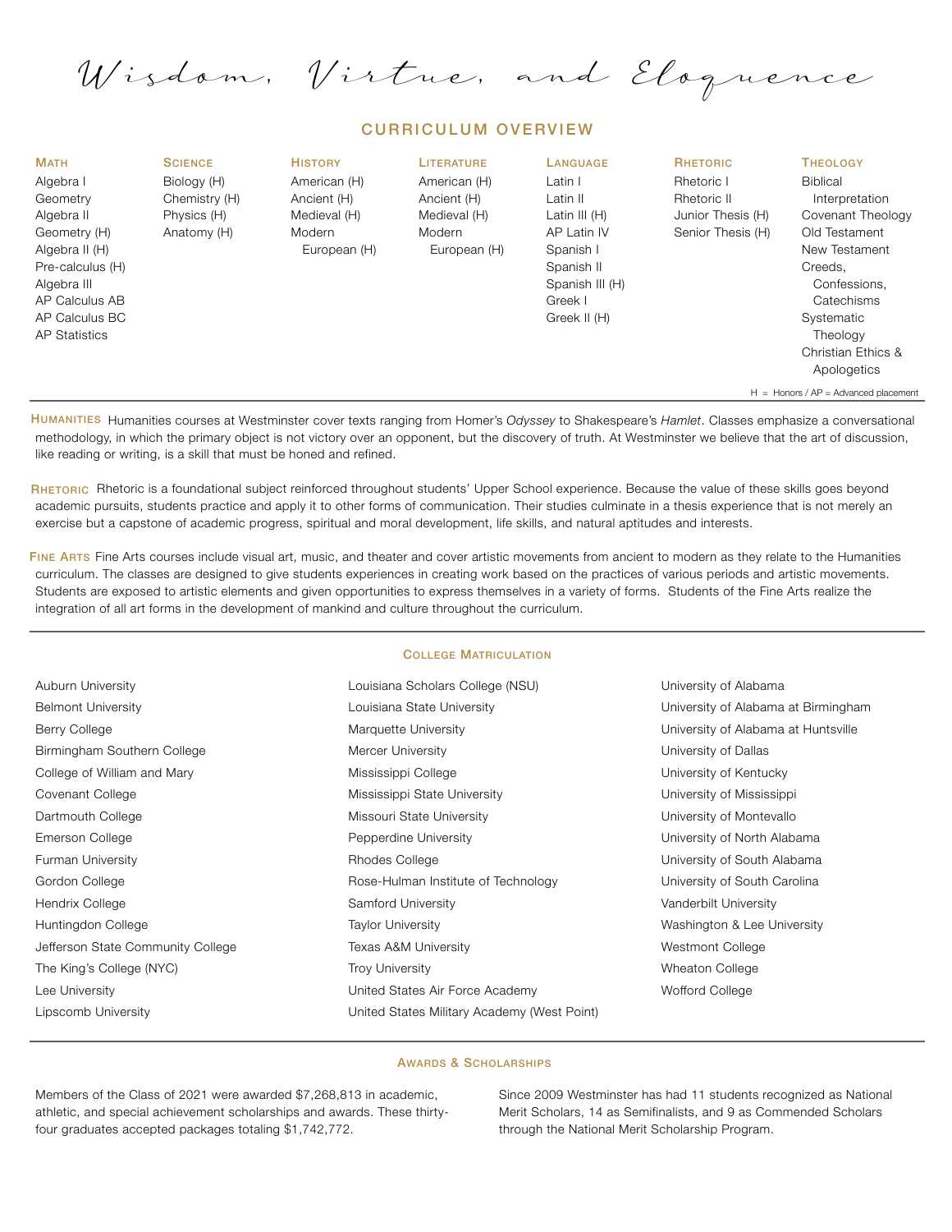# Wisdom, Virtue, and Eloquence

## CURRICULUM OVERVIEW

| Math | Science | History | Literature | Language | Rhetoric | Theology |
|---|---|---|---|---|---|---|
| Algebra I | Biology (H) | American (H) | American (H) | Latin I | Rhetoric I | Biblical Interpretation |
| Geometry | Chemistry (H) | Ancient (H) | Ancient (H) | Latin II | Rhetoric II | Covenant Theology |
| Algebra II | Physics (H) | Medieval (H) | Medieval (H) | Latin III (H) | Junior Thesis (H) | Old Testament |
| Geometry (H) | Anatomy (H) | Modern European (H) | Modern European (H) | AP Latin IV | Senior Thesis (H) | New Testament |
| Algebra II (H) | | | | Spanish I | | Creeds, Confessions, Catechisms |
| Pre-calculus (H) | | | | Spanish II | | Systematic Theology |
| Algebra III | | | | Spanish III (H) | | Christian Ethics & Apologetics |
| AP Calculus AB | | | | Greek I | | |
| AP Calculus BC | | | | Greek II (H) | | |
| AP Statistics | | | | | | |

H = Honors / AP = Advanced placement

**Humanities** Humanities courses at Westminster cover texts ranging from Homer's *Odyssey* to Shakespeare's *Hamlet*. Classes emphasize a conversational methodology, in which the primary object is not victory over an opponent, but the discovery of truth. At Westminster we believe that the art of discussion, like reading or writing, is a skill that must be honed and refined.

**Rhetoric** Rhetoric is a foundational subject reinforced throughout students' Upper School experience. Because the value of these skills goes beyond academic pursuits, students practice and apply it to other forms of communication. Their studies culminate in a thesis experience that is not merely an exercise but a capstone of academic progress, spiritual and moral development, life skills, and natural aptitudes and interests.

**Fine Arts** Fine Arts courses include visual art, music, and theater and cover artistic movements from ancient to modern as they relate to the Humanities curriculum. The classes are designed to give students experiences in creating work based on the practices of various periods and artistic movements. Students are exposed to artistic elements and given opportunities to express themselves in a variety of forms. Students of the Fine Arts realize the integration of all art forms in the development of mankind and culture throughout the curriculum.

## College Matriculation

- Auburn University
- Belmont University
- Berry College
- Birmingham Southern College
- College of William and Mary
- Covenant College
- Dartmouth College
- Emerson College
- Furman University
- Gordon College
- Hendrix College
- Huntingdon College
- Jefferson State Community College
- The King's College (NYC)
- Lee University
- Lipscomb University
- Louisiana Scholars College (NSU)
- Louisiana State University
- Marquette University
- Mercer University
- Mississippi College
- Mississippi State University
- Missouri State University
- Pepperdine University
- Rhodes College
- Rose-Hulman Institute of Technology
- Samford University
- Taylor University
- Texas A&M University
- Troy University
- United States Air Force Academy
- United States Military Academy (West Point)
- University of Alabama
- University of Alabama at Birmingham
- University of Alabama at Huntsville
- University of Dallas
- University of Kentucky
- University of Mississippi
- University of Montevallo
- University of North Alabama
- University of South Alabama
- University of South Carolina
- Vanderbilt University
- Washington & Lee University
- Westmont College
- Wheaton College
- Wofford College

## Awards & Scholarships

Members of the Class of 2021 were awarded $7,268,813 in academic, athletic, and special achievement scholarships and awards. These thirty-four graduates accepted packages totaling $1,742,772.

Since 2009 Westminster has had 11 students recognized as National Merit Scholars, 14 as Semifinalists, and 9 as Commended Scholars through the National Merit Scholarship Program.